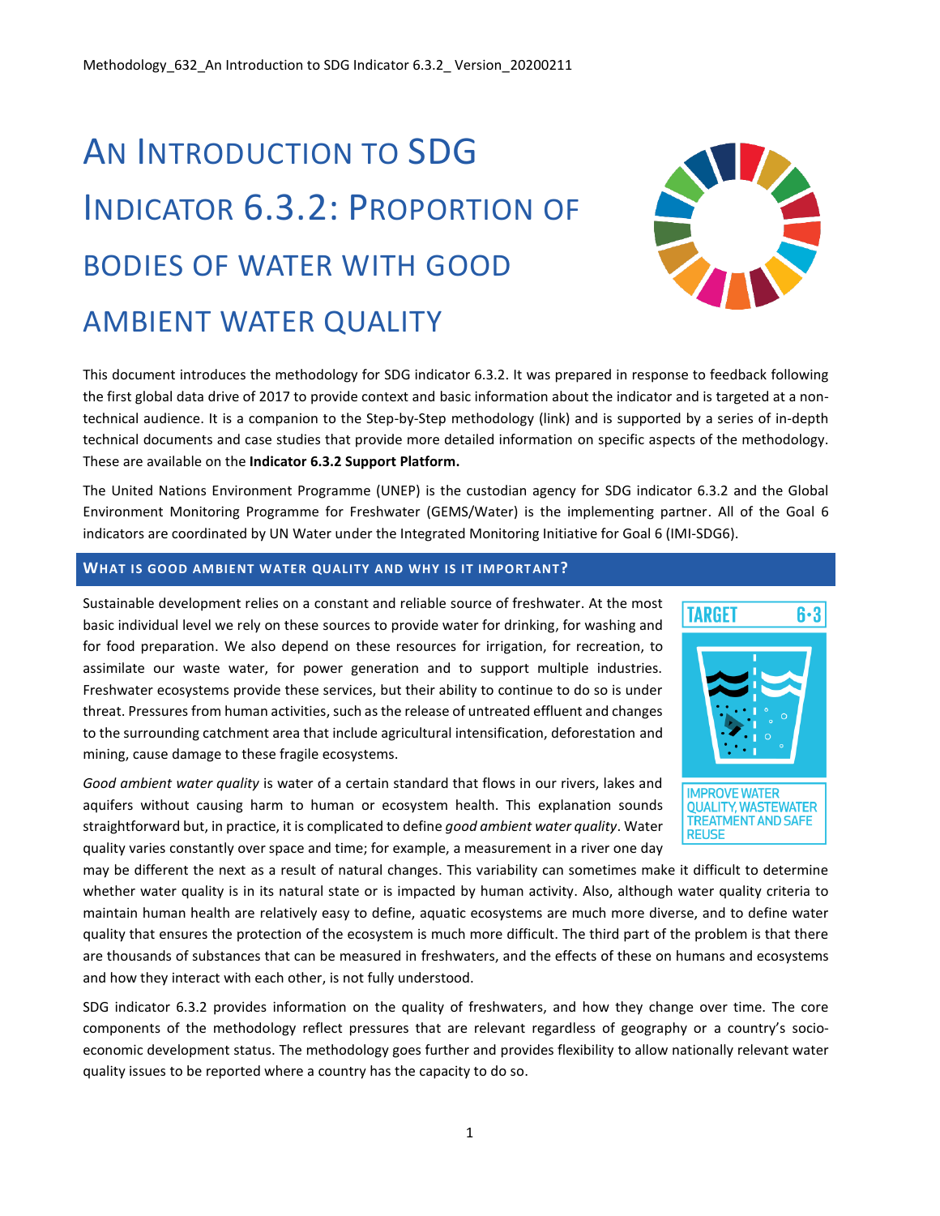# AN INTRODUCTION TO SDG INDICATOR 6.3.2: PROPORTION OF BODIES OF WATER WITH GOOD AMBIENT WATER QUALITY

This document introduces the methodology for SDG indicator 6.3.2. It was prepared in response to feedback following the first global data drive of 2017 to provide context and basic information about the indicator and is targeted at a non-technical audience. It is a companion to the Step-by-Step methodology (link) and is supported by a series of in-depth technical documents and case studies that provide more detailed information on specific aspects of the methodology. These are available on the **Indicator 6.3.2 Support Platform.**

The United Nations Environment Programme (UNEP) is the custodian agency for SDG indicator 6.3.2 and the Global Environment Monitoring Programme for Freshwater (GEMS/Water) is the implementing partner. All of the Goal 6 indicators are coordinated by UN Water under the Integrated Monitoring Initiative for Goal 6 (IMI-SDG6).

## WHAT IS GOOD AMBIENT WATER QUALITY AND WHY IS IT IMPORTANT?

TARGET 6·3

IMPROVE WATER QUALITY, WASTEWATER TREATMENT AND SAFE REUSE

Sustainable development relies on a constant and reliable source of freshwater. At the most basic individual level we rely on these sources to provide water for drinking, for washing and for food preparation. We also depend on these resources for irrigation, for recreation, to assimilate our waste water, for power generation and to support multiple industries. Freshwater ecosystems provide these services, but their ability to continue to do so is under threat. Pressures from human activities, such as the release of untreated effluent and changes to the surrounding catchment area that include agricultural intensification, deforestation and mining, cause damage to these fragile ecosystems.

*Good ambient water quality* is water of a certain standard that flows in our rivers, lakes and aquifers without causing harm to human or ecosystem health. This explanation sounds straightforward but, in practice, it is complicated to define *good ambient water quality*. Water quality varies constantly over space and time; for example, a measurement in a river one day may be different the next as a result of natural changes. This variability can sometimes make it difficult to determine whether water quality is in its natural state or is impacted by human activity. Also, although water quality criteria to maintain human health are relatively easy to define, aquatic ecosystems are much more diverse, and to define water quality that ensures the protection of the ecosystem is much more difficult. The third part of the problem is that there are thousands of substances that can be measured in freshwaters, and the effects of these on humans and ecosystems and how they interact with each other, is not fully understood.

SDG indicator 6.3.2 provides information on the quality of freshwaters, and how they change over time. The core components of the methodology reflect pressures that are relevant regardless of geography or a country's socio-economic development status. The methodology goes further and provides flexibility to allow nationally relevant water quality issues to be reported where a country has the capacity to do so.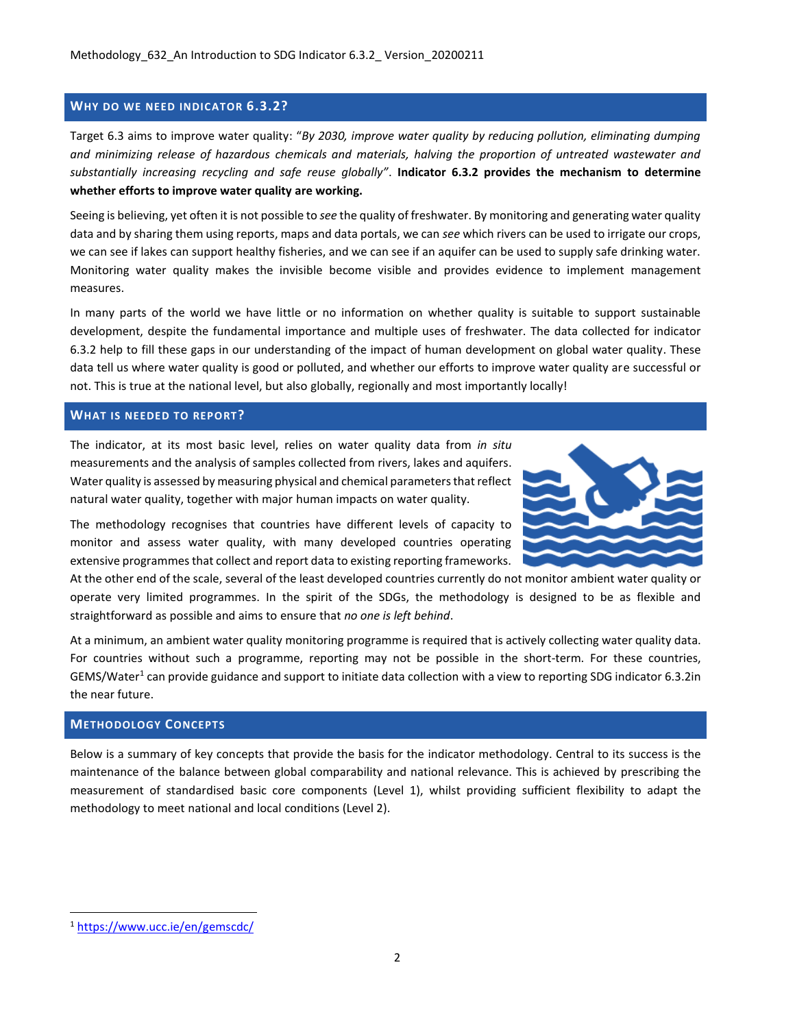## Why do we need indicator 6.3.2?

Target 6.3 aims to improve water quality: "*By 2030, improve water quality by reducing pollution, eliminating dumping and minimizing release of hazardous chemicals and materials, halving the proportion of untreated wastewater and substantially increasing recycling and safe reuse globally"*. **Indicator 6.3.2 provides the mechanism to determine whether efforts to improve water quality are working.**

Seeing is believing, yet often it is not possible to *see* the quality of freshwater. By monitoring and generating water quality data and by sharing them using reports, maps and data portals, we can *see* which rivers can be used to irrigate our crops, we can see if lakes can support healthy fisheries, and we can see if an aquifer can be used to supply safe drinking water. Monitoring water quality makes the invisible become visible and provides evidence to implement management measures.

In many parts of the world we have little or no information on whether quality is suitable to support sustainable development, despite the fundamental importance and multiple uses of freshwater. The data collected for indicator 6.3.2 help to fill these gaps in our understanding of the impact of human development on global water quality. These data tell us where water quality is good or polluted, and whether our efforts to improve water quality are successful or not. This is true at the national level, but also globally, regionally and most importantly locally!

## What is needed to report?

The indicator, at its most basic level, relies on water quality data from *in situ* measurements and the analysis of samples collected from rivers, lakes and aquifers. Water quality is assessed by measuring physical and chemical parameters that reflect natural water quality, together with major human impacts on water quality.

The methodology recognises that countries have different levels of capacity to monitor and assess water quality, with many developed countries operating extensive programmes that collect and report data to existing reporting frameworks. At the other end of the scale, several of the least developed countries currently do not monitor ambient water quality or operate very limited programmes. In the spirit of the SDGs, the methodology is designed to be as flexible and straightforward as possible and aims to ensure that *no one is left behind*.

At a minimum, an ambient water quality monitoring programme is required that is actively collecting water quality data. For countries without such a programme, reporting may not be possible in the short-term. For these countries, GEMS/Water[1] can provide guidance and support to initiate data collection with a view to reporting SDG indicator 6.3.2in the near future.

## Methodology Concepts

Below is a summary of key concepts that provide the basis for the indicator methodology. Central to its success is the maintenance of the balance between global comparability and national relevance. This is achieved by prescribing the measurement of standardised basic core components (Level 1), whilst providing sufficient flexibility to adapt the methodology to meet national and local conditions (Level 2).

---

[1] https://www.ucc.ie/en/gemscdc/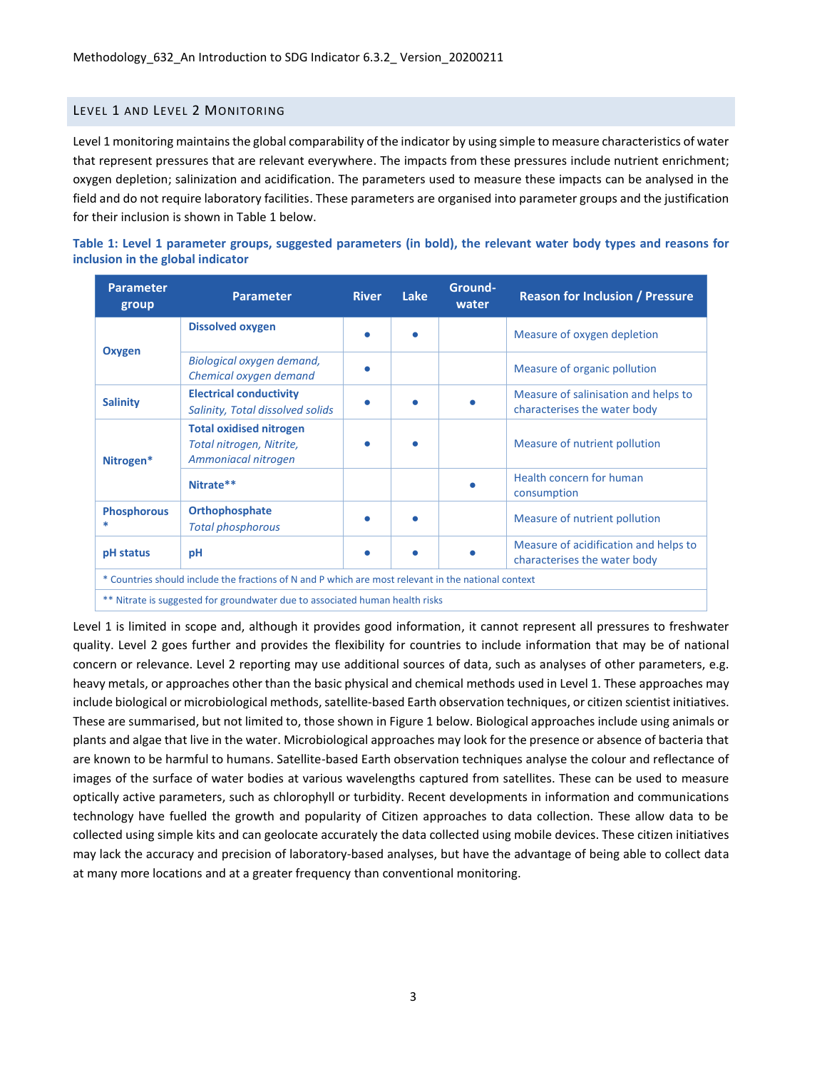## Level 1 and Level 2 Monitoring

Level 1 monitoring maintains the global comparability of the indicator by using simple to measure characteristics of water that represent pressures that are relevant everywhere. The impacts from these pressures include nutrient enrichment; oxygen depletion; salinization and acidification. The parameters used to measure these impacts can be analysed in the field and do not require laboratory facilities. These parameters are organised into parameter groups and the justification for their inclusion is shown in Table 1 below.

**Table 1: Level 1 parameter groups, suggested parameters (in bold), the relevant water body types and reasons for inclusion in the global indicator**

| Parameter group | Parameter | River | Lake | Ground-water | Reason for Inclusion / Pressure |
|---|---|---|---|---|---|
| **Oxygen** | **Dissolved oxygen** | • | • | | Measure of oxygen depletion |
| | *Biological oxygen demand, Chemical oxygen demand* | • | | | Measure of organic pollution |
| **Salinity** | **Electrical conductivity** *Salinity, Total dissolved solids* | • | • | • | Measure of salinisation and helps to characterises the water body |
| **Nitrogen*** | **Total oxidised nitrogen** *Total nitrogen, Nitrite, Ammoniacal nitrogen* | • | • | | Measure of nutrient pollution |
| | **Nitrate**** | | | • | Health concern for human consumption |
| **Phosphorous*** | **Orthophosphate** *Total phosphorous* | • | • | | Measure of nutrient pollution |
| **pH status** | **pH** | • | • | • | Measure of acidification and helps to characterises the water body |
| * Countries should include the fractions of N and P which are most relevant in the national context | | | | | |
| ** Nitrate is suggested for groundwater due to associated human health risks | | | | | |

Level 1 is limited in scope and, although it provides good information, it cannot represent all pressures to freshwater quality. Level 2 goes further and provides the flexibility for countries to include information that may be of national concern or relevance. Level 2 reporting may use additional sources of data, such as analyses of other parameters, e.g. heavy metals, or approaches other than the basic physical and chemical methods used in Level 1. These approaches may include biological or microbiological methods, satellite-based Earth observation techniques, or citizen scientist initiatives. These are summarised, but not limited to, those shown in Figure 1 below. Biological approaches include using animals or plants and algae that live in the water. Microbiological approaches may look for the presence or absence of bacteria that are known to be harmful to humans. Satellite-based Earth observation techniques analyse the colour and reflectance of images of the surface of water bodies at various wavelengths captured from satellites. These can be used to measure optically active parameters, such as chlorophyll or turbidity. Recent developments in information and communications technology have fuelled the growth and popularity of Citizen approaches to data collection. These allow data to be collected using simple kits and can geolocate accurately the data collected using mobile devices. These citizen initiatives may lack the accuracy and precision of laboratory-based analyses, but have the advantage of being able to collect data at many more locations and at a greater frequency than conventional monitoring.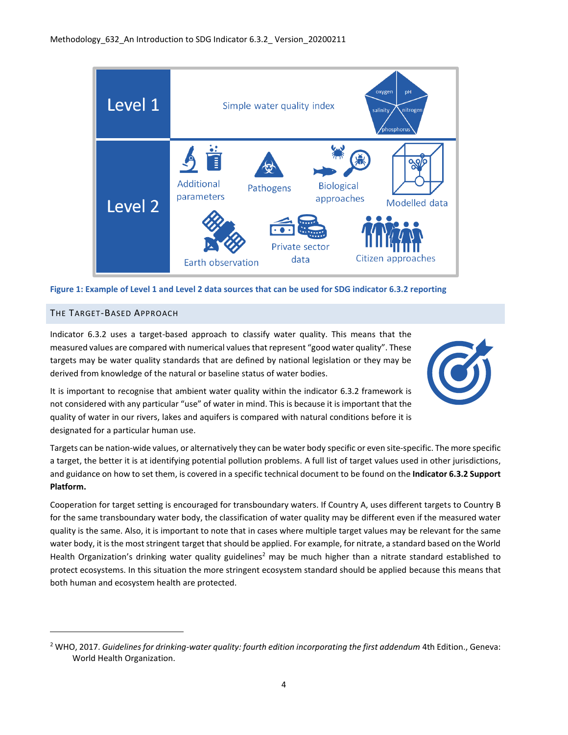Figure 1: Example of Level 1 and Level 2 data sources that can be used for SDG indicator 6.3.2 reporting

## The Target-Based Approach

Indicator 6.3.2 uses a target-based approach to classify water quality. This means that the measured values are compared with numerical values that represent "good water quality". These targets may be water quality standards that are defined by national legislation or they may be derived from knowledge of the natural or baseline status of water bodies.

It is important to recognise that ambient water quality within the indicator 6.3.2 framework is not considered with any particular "use" of water in mind. This is because it is important that the quality of water in our rivers, lakes and aquifers is compared with natural conditions before it is designated for a particular human use.

Targets can be nation-wide values, or alternatively they can be water body specific or even site-specific. The more specific a target, the better it is at identifying potential pollution problems. A full list of target values used in other jurisdictions, and guidance on how to set them, is covered in a specific technical document to be found on the **Indicator 6.3.2 Support Platform.**

Cooperation for target setting is encouraged for transboundary waters. If Country A, uses different targets to Country B for the same transboundary water body, the classification of water quality may be different even if the measured water quality is the same. Also, it is important to note that in cases where multiple target values may be relevant for the same water body, it is the most stringent target that should be applied. For example, for nitrate, a standard based on the World Health Organization's drinking water quality guidelines[2] may be much higher than a nitrate standard established to protect ecosystems. In this situation the more stringent ecosystem standard should be applied because this means that both human and ecosystem health are protected.

---

[2] WHO, 2017. *Guidelines for drinking-water quality: fourth edition incorporating the first addendum* 4th Edition., Geneva: World Health Organization.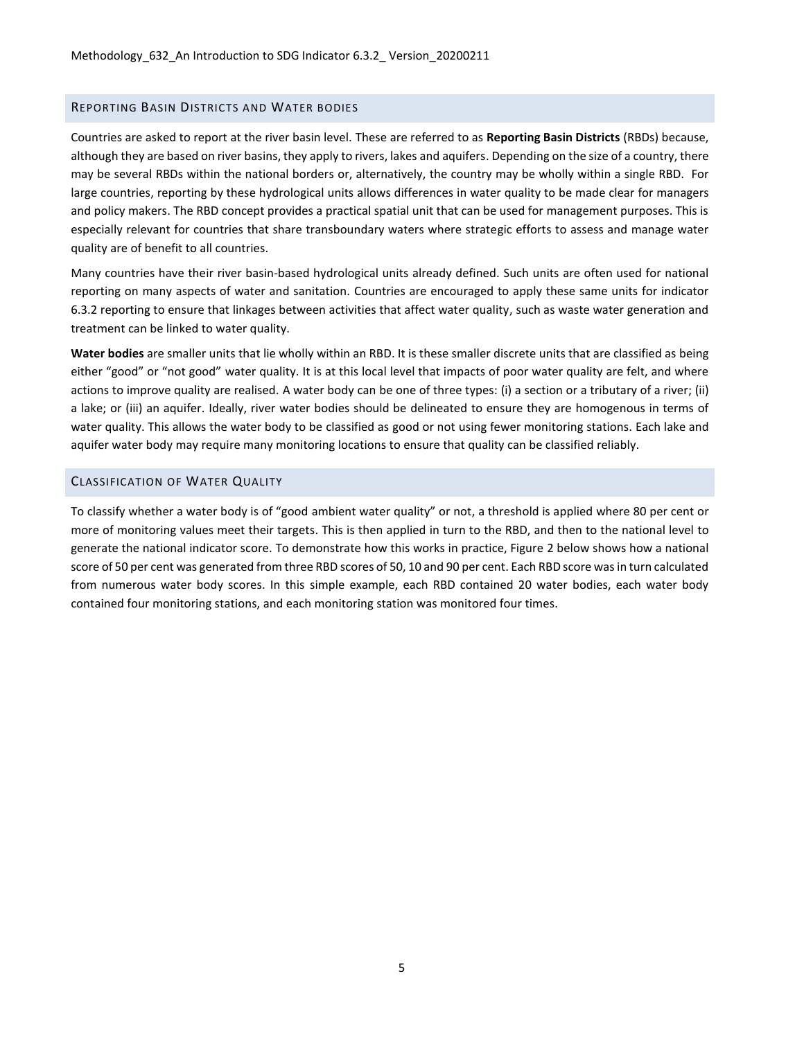## Reporting Basin Districts and Water bodies

Countries are asked to report at the river basin level. These are referred to as **Reporting Basin Districts** (RBDs) because, although they are based on river basins, they apply to rivers, lakes and aquifers. Depending on the size of a country, there may be several RBDs within the national borders or, alternatively, the country may be wholly within a single RBD. For large countries, reporting by these hydrological units allows differences in water quality to be made clear for managers and policy makers. The RBD concept provides a practical spatial unit that can be used for management purposes. This is especially relevant for countries that share transboundary waters where strategic efforts to assess and manage water quality are of benefit to all countries.

Many countries have their river basin-based hydrological units already defined. Such units are often used for national reporting on many aspects of water and sanitation. Countries are encouraged to apply these same units for indicator 6.3.2 reporting to ensure that linkages between activities that affect water quality, such as waste water generation and treatment can be linked to water quality.

**Water bodies** are smaller units that lie wholly within an RBD. It is these smaller discrete units that are classified as being either "good" or "not good" water quality. It is at this local level that impacts of poor water quality are felt, and where actions to improve quality are realised. A water body can be one of three types: (i) a section or a tributary of a river; (ii) a lake; or (iii) an aquifer. Ideally, river water bodies should be delineated to ensure they are homogenous in terms of water quality. This allows the water body to be classified as good or not using fewer monitoring stations. Each lake and aquifer water body may require many monitoring locations to ensure that quality can be classified reliably.

## Classification of Water Quality

To classify whether a water body is of "good ambient water quality" or not, a threshold is applied where 80 per cent or more of monitoring values meet their targets. This is then applied in turn to the RBD, and then to the national level to generate the national indicator score. To demonstrate how this works in practice, Figure 2 below shows how a national score of 50 per cent was generated from three RBD scores of 50, 10 and 90 per cent. Each RBD score was in turn calculated from numerous water body scores. In this simple example, each RBD contained 20 water bodies, each water body contained four monitoring stations, and each monitoring station was monitored four times.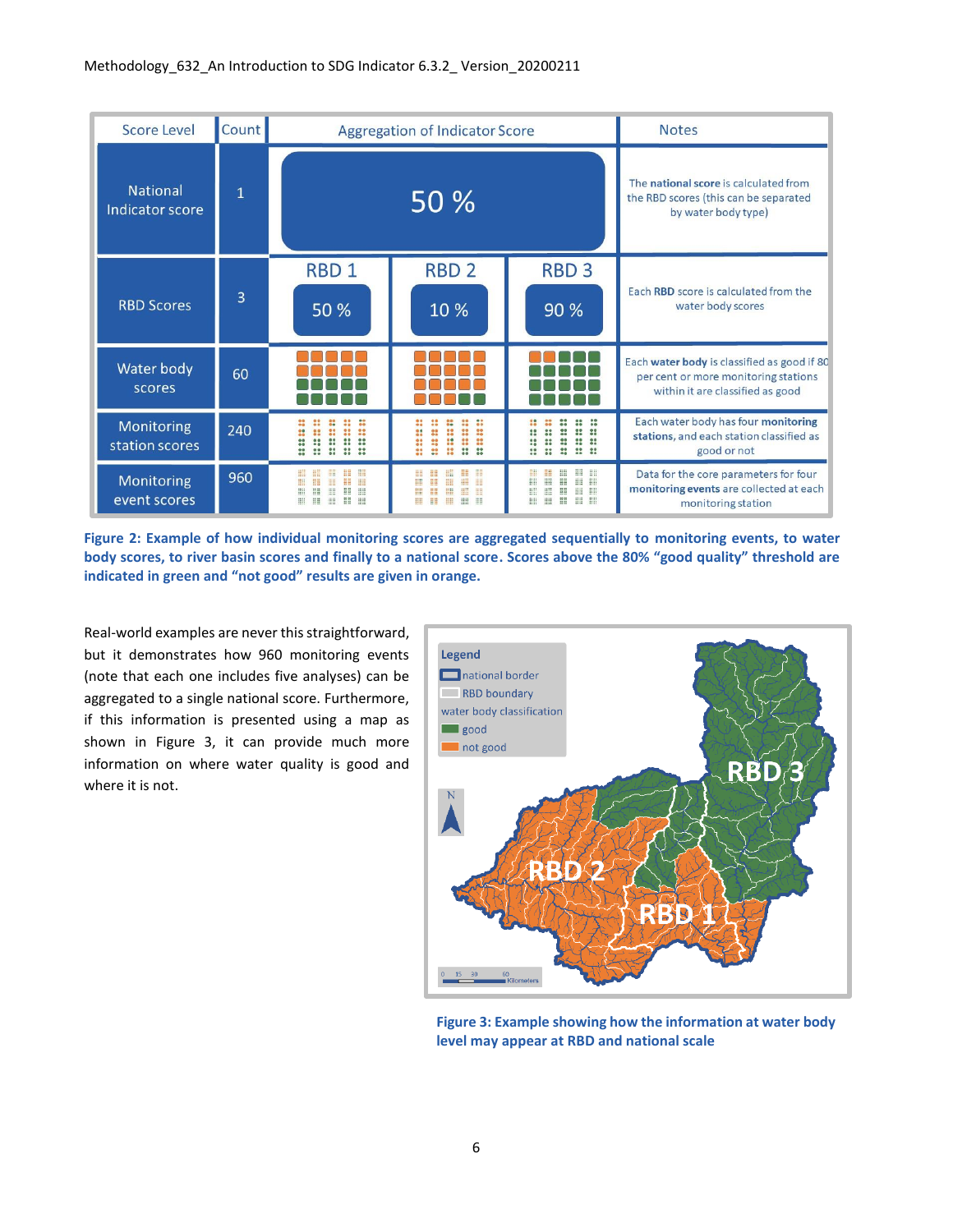| Score Level | Count | Aggregation of Indicator Score | | | Notes |
|---|---|---|---|---|---|
| National Indicator score | 1 | 50 % | | | The **national score** is calculated from the RBD scores (this can be separated by water body type) |
| RBD Scores | 3 | RBD 1<br>50 % | RBD 2<br>10 % | RBD 3<br>90 % | Each **RBD** score is calculated from the water body scores |
| Water body scores | 60 | | | | Each **water body** is classified as good if 80 per cent or more monitoring stations within it are classified as good |
| Monitoring station scores | 240 | | | | Each water body has four **monitoring stations**, and each station classified as good or not |
| Monitoring event scores | 960 | | | | Data for the core parameters for four **monitoring events** are collected at each monitoring station |

**Figure 2: Example of how individual monitoring scores are aggregated sequentially to monitoring events, to water body scores, to river basin scores and finally to a national score. Scores above the 80% "good quality" threshold are indicated in green and "not good" results are given in orange.**

Real-world examples are never this straightforward, but it demonstrates how 960 monitoring events (note that each one includes five analyses) can be aggregated to a single national score. Furthermore, if this information is presented using a map as shown in Figure 3, it can provide much more information on where water quality is good and where it is not.

**Figure 3: Example showing how the information at water body level may appear at RBD and national scale**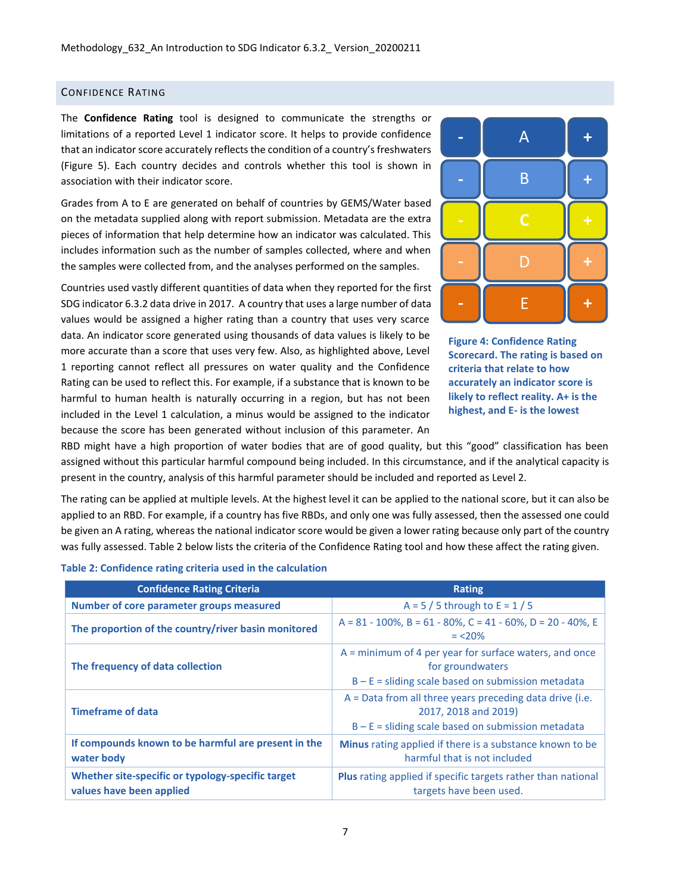## CONFIDENCE RATING

The **Confidence Rating** tool is designed to communicate the strengths or limitations of a reported Level 1 indicator score. It helps to provide confidence that an indicator score accurately reflects the condition of a country's freshwaters (Figure 5). Each country decides and controls whether this tool is shown in association with their indicator score.

Grades from A to E are generated on behalf of countries by GEMS/Water based on the metadata supplied along with report submission. Metadata are the extra pieces of information that help determine how an indicator was calculated. This includes information such as the number of samples collected, where and when the samples were collected from, and the analyses performed on the samples.

Countries used vastly different quantities of data when they reported for the first SDG indicator 6.3.2 data drive in 2017. A country that uses a large number of data values would be assigned a higher rating than a country that uses very scarce data. An indicator score generated using thousands of data values is likely to be more accurate than a score that uses very few. Also, as highlighted above, Level 1 reporting cannot reflect all pressures on water quality and the Confidence Rating can be used to reflect this. For example, if a substance that is known to be harmful to human health is naturally occurring in a region, but has not been included in the Level 1 calculation, a minus would be assigned to the indicator because the score has been generated without inclusion of this parameter. An RBD might have a high proportion of water bodies that are of good quality, but this "good" classification has been assigned without this particular harmful compound being included. In this circumstance, and if the analytical capacity is present in the country, analysis of this harmful parameter should be included and reported as Level 2.

| - | A | + |
|---|---|---|
| - | B | + |
| - | C | + |
| - | D | + |
| - | E | + |

**Figure 4: Confidence Rating Scorecard. The rating is based on criteria that relate to how accurately an indicator score is likely to reflect reality. A+ is the highest, and E- is the lowest**

The rating can be applied at multiple levels. At the highest level it can be applied to the national score, but it can also be applied to an RBD. For example, if a country has five RBDs, and only one was fully assessed, then the assessed one could be given an A rating, whereas the national indicator score would be given a lower rating because only part of the country was fully assessed. Table 2 below lists the criteria of the Confidence Rating tool and how these affect the rating given.

**Table 2: Confidence rating criteria used in the calculation**

| Confidence Rating Criteria | Rating |
|---|---|
| **Number of core parameter groups measured** | A = 5 / 5 through to E = 1 / 5 |
| **The proportion of the country/river basin monitored** | A = 81 - 100%, B = 61 - 80%, C = 41 - 60%, D = 20 - 40%, E = <20% |
| **The frequency of data collection** | A = minimum of 4 per year for surface waters, and once for groundwaters<br>B – E = sliding scale based on submission metadata |
| **Timeframe of data** | A = Data from all three years preceding data drive (i.e. 2017, 2018 and 2019)<br>B – E = sliding scale based on submission metadata |
| **If compounds known to be harmful are present in the water body** | **Minus** rating applied if there is a substance known to be harmful that is not included |
| **Whether site-specific or typology-specific target values have been applied** | **Plus** rating applied if specific targets rather than national targets have been used. |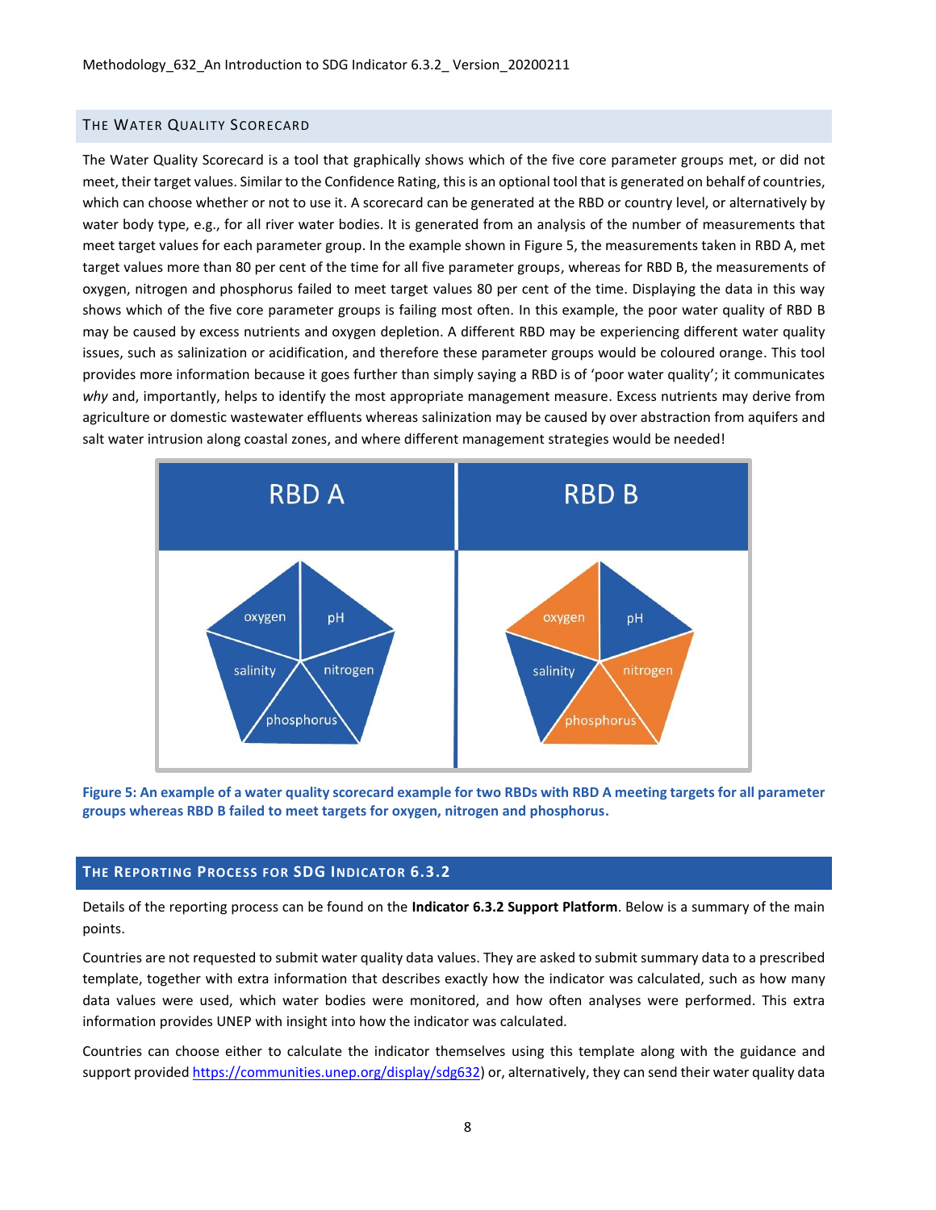## THE WATER QUALITY SCORECARD

The Water Quality Scorecard is a tool that graphically shows which of the five core parameter groups met, or did not meet, their target values. Similar to the Confidence Rating, this is an optional tool that is generated on behalf of countries, which can choose whether or not to use it. A scorecard can be generated at the RBD or country level, or alternatively by water body type, e.g., for all river water bodies. It is generated from an analysis of the number of measurements that meet target values for each parameter group. In the example shown in Figure 5, the measurements taken in RBD A, met target values more than 80 per cent of the time for all five parameter groups, whereas for RBD B, the measurements of oxygen, nitrogen and phosphorus failed to meet target values 80 per cent of the time. Displaying the data in this way shows which of the five core parameter groups is failing most often. In this example, the poor water quality of RBD B may be caused by excess nutrients and oxygen depletion. A different RBD may be experiencing different water quality issues, such as salinization or acidification, and therefore these parameter groups would be coloured orange. This tool provides more information because it goes further than simply saying a RBD is of 'poor water quality'; it communicates *why* and, importantly, helps to identify the most appropriate management measure. Excess nutrients may derive from agriculture or domestic wastewater effluents whereas salinization may be caused by over abstraction from aquifers and salt water intrusion along coastal zones, and where different management strategies would be needed!

**Figure 5: An example of a water quality scorecard example for two RBDs with RBD A meeting targets for all parameter groups whereas RBD B failed to meet targets for oxygen, nitrogen and phosphorus.**

## THE REPORTING PROCESS FOR SDG INDICATOR 6.3.2

Details of the reporting process can be found on the **Indicator 6.3.2 Support Platform**. Below is a summary of the main points.

Countries are not requested to submit water quality data values. They are asked to submit summary data to a prescribed template, together with extra information that describes exactly how the indicator was calculated, such as how many data values were used, which water bodies were monitored, and how often analyses were performed. This extra information provides UNEP with insight into how the indicator was calculated.

Countries can choose either to calculate the indicator themselves using this template along with the guidance and support provided https://communities.unep.org/display/sdg632) or, alternatively, they can send their water quality data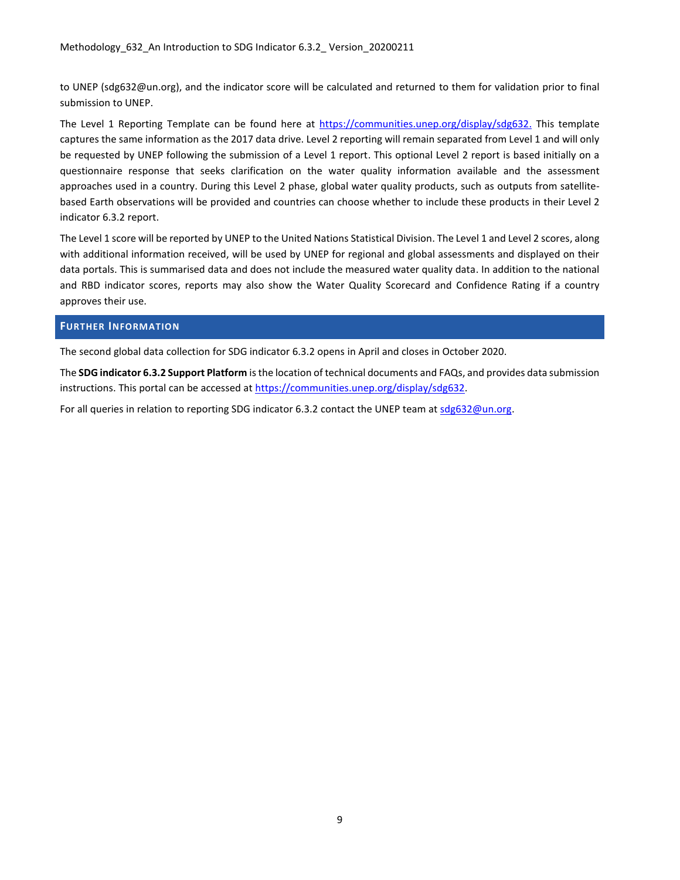to UNEP (sdg632@un.org), and the indicator score will be calculated and returned to them for validation prior to final submission to UNEP.

The Level 1 Reporting Template can be found here at [https://communities.unep.org/display/sdg632.](https://communities.unep.org/display/sdg632) This template captures the same information as the 2017 data drive. Level 2 reporting will remain separated from Level 1 and will only be requested by UNEP following the submission of a Level 1 report. This optional Level 2 report is based initially on a questionnaire response that seeks clarification on the water quality information available and the assessment approaches used in a country. During this Level 2 phase, global water quality products, such as outputs from satellite-based Earth observations will be provided and countries can choose whether to include these products in their Level 2 indicator 6.3.2 report.

The Level 1 score will be reported by UNEP to the United Nations Statistical Division. The Level 1 and Level 2 scores, along with additional information received, will be used by UNEP for regional and global assessments and displayed on their data portals. This is summarised data and does not include the measured water quality data. In addition to the national and RBD indicator scores, reports may also show the Water Quality Scorecard and Confidence Rating if a country approves their use.

## Further Information

The second global data collection for SDG indicator 6.3.2 opens in April and closes in October 2020.

The **SDG indicator 6.3.2 Support Platform** is the location of technical documents and FAQs, and provides data submission instructions. This portal can be accessed at [https://communities.unep.org/display/sdg632](https://communities.unep.org/display/sdg632).

For all queries in relation to reporting SDG indicator 6.3.2 contact the UNEP team at [sdg632@un.org](mailto:sdg632@un.org).